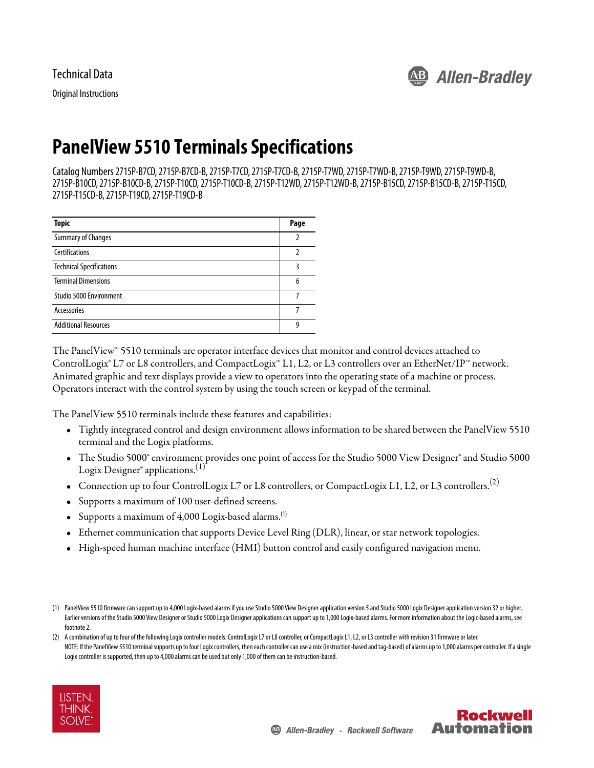Technical Data

Original Instructions

# PanelView 5510 Terminals Specifications

Catalog Numbers 2715P-B7CD, 2715P-B7CD-B, 2715P-T7CD, 2715P-T7CD-B, 2715P-T7WD, 2715P-T7WD-B, 2715P-T9WD, 2715P-T9WD-B, 2715P-B10CD, 2715P-B10CD-B, 2715P-T10CD, 2715P-T10CD-B, 2715P-T12WD, 2715P-T12WD-B, 2715P-B15CD, 2715P-B15CD-B, 2715P-T15CD, 2715P-T15CD-B, 2715P-T19CD, 2715P-T19CD-B

| Topic | Page |
| --- | --- |
| Summary of Changes | 2 |
| Certifications | 2 |
| Technical Specifications | 3 |
| Terminal Dimensions | 6 |
| Studio 5000 Environment | 7 |
| Accessories | 7 |
| Additional Resources | 9 |

The PanelView™ 5510 terminals are operator interface devices that monitor and control devices attached to ControlLogix® L7 or L8 controllers, and CompactLogix™ L1, L2, or L3 controllers over an EtherNet/IP™ network. Animated graphic and text displays provide a view to operators into the operating state of a machine or process. Operators interact with the control system by using the touch screen or keypad of the terminal.

The PanelView 5510 terminals include these features and capabilities:

- Tightly integrated control and design environment allows information to be shared between the PanelView 5510 terminal and the Logix platforms.
- The Studio 5000® environment provides one point of access for the Studio 5000 View Designer® and Studio 5000 Logix Designer® applications.(1)
- Connection up to four ControlLogix L7 or L8 controllers, or CompactLogix L1, L2, or L3 controllers.(2)
- Supports a maximum of 100 user-defined screens.
- Supports a maximum of 4,000 Logix-based alarms.(1)
- Ethernet communication that supports Device Level Ring (DLR), linear, or star network topologies.
- High-speed human machine interface (HMI) button control and easily configured navigation menu.

(1) PanelView 5510 firmware can support up to 4,000 Logix-based alarms if you use Studio 5000 View Designer application version 5 and Studio 5000 Logix Designer application version 32 or higher. Earlier versions of the Studio 5000 View Designer or Studio 5000 Logix Designer applications can support up to 1,000 Logix-based alarms. For more information about the Logic-based alarms, see footnote 2.

(2) A combination of up to four of the following Logix controller models: ControlLogix L7 or L8 controller, or CompactLogix L1, L2, or L3 controller with revision 31 firmware or later.
NOTE: If the PanelView 5510 terminal supports up to four Logix controllers, then each controller can use a mix (instruction-based and tag-based) of alarms up to 1,000 alarms per controller. If a single Logix controller is supported, then up to 4,000 alarms can be used but only 1,000 of them can be instruction-based.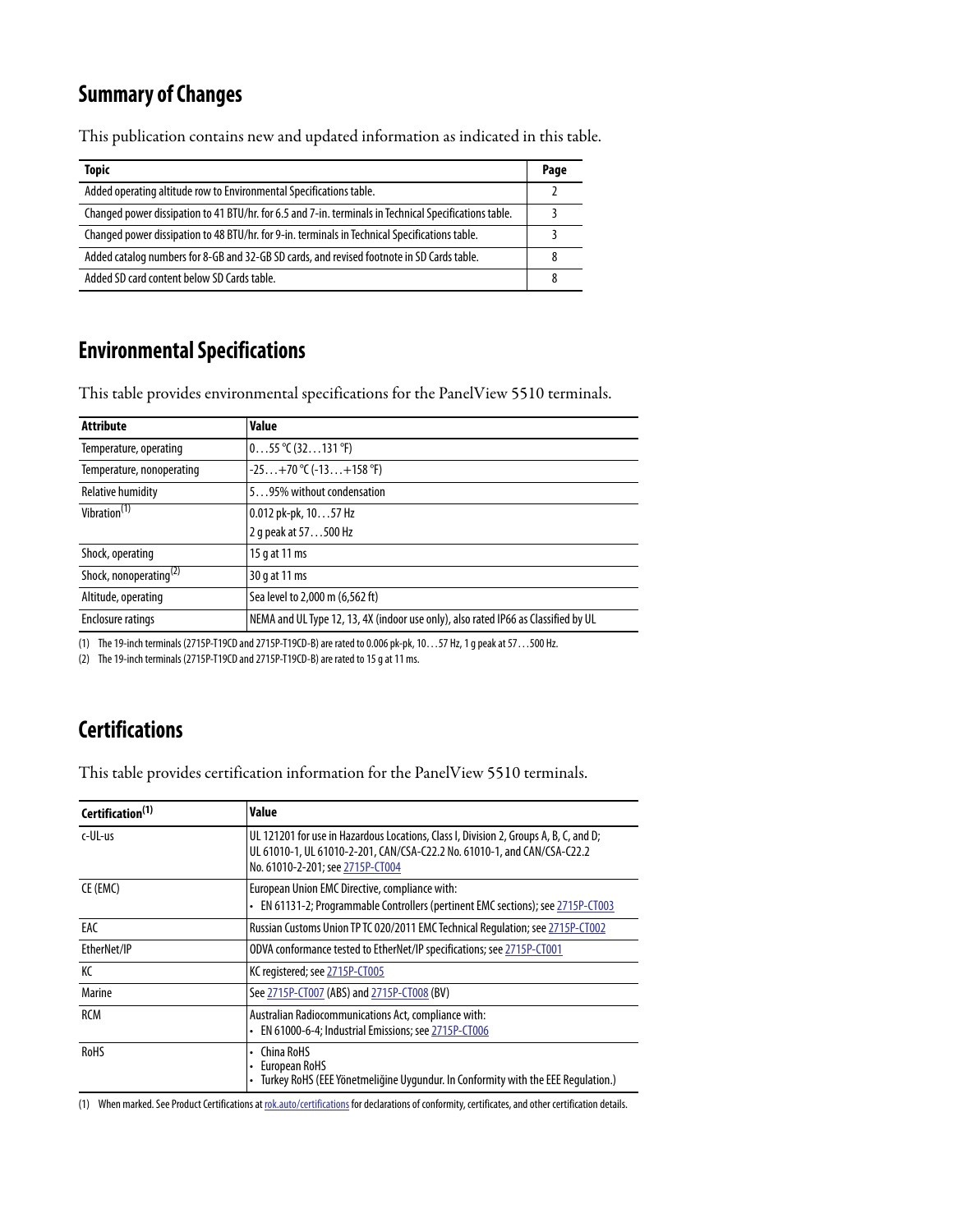## Summary of Changes

This publication contains new and updated information as indicated in this table.

| Topic | Page |
|---|---|
| Added operating altitude row to Environmental Specifications table. | 2 |
| Changed power dissipation to 41 BTU/hr. for 6.5 and 7-in. terminals in Technical Specifications table. | 3 |
| Changed power dissipation to 48 BTU/hr. for 9-in. terminals in Technical Specifications table. | 3 |
| Added catalog numbers for 8-GB and 32-GB SD cards, and revised footnote in SD Cards table. | 8 |
| Added SD card content below SD Cards table. | 8 |

## Environmental Specifications

This table provides environmental specifications for the PanelView 5510 terminals.

| Attribute | Value |
|---|---|
| Temperature, operating | 0…55 °C (32…131 °F) |
| Temperature, nonoperating | -25…+70 °C (-13…+158 °F) |
| Relative humidity | 5…95% without condensation |
| Vibration[1] | 0.012 pk-pk, 10…57 Hz<br>2 g peak at 57…500 Hz |
| Shock, operating | 15 g at 11 ms |
| Shock, nonoperating[2] | 30 g at 11 ms |
| Altitude, operating | Sea level to 2,000 m (6,562 ft) |
| Enclosure ratings | NEMA and UL Type 12, 13, 4X (indoor use only), also rated IP66 as Classified by UL |

(1) The 19-inch terminals (2715P-T19CD and 2715P-T19CD-B) are rated to 0.006 pk-pk, 10…57 Hz, 1 g peak at 57…500 Hz.

(2) The 19-inch terminals (2715P-T19CD and 2715P-T19CD-B) are rated to 15 g at 11 ms.

## Certifications

This table provides certification information for the PanelView 5510 terminals.

| Certification[1] | Value |
|---|---|
| c-UL-us | UL 121201 for use in Hazardous Locations, Class I, Division 2, Groups A, B, C, and D; UL 61010-1, UL 61010-2-201, CAN/CSA-C22.2 No. 61010-1, and CAN/CSA-C22.2 No. 61010-2-201; see 2715P-CT004 |
| CE (EMC) | European Union EMC Directive, compliance with:<br>• EN 61131-2; Programmable Controllers (pertinent EMC sections); see 2715P-CT003 |
| EAC | Russian Customs Union TP TC 020/2011 EMC Technical Regulation; see 2715P-CT002 |
| EtherNet/IP | ODVA conformance tested to EtherNet/IP specifications; see 2715P-CT001 |
| KC | KC registered; see 2715P-CT005 |
| Marine | See 2715P-CT007 (ABS) and 2715P-CT008 (BV) |
| RCM | Australian Radiocommunications Act, compliance with:<br>• EN 61000-6-4; Industrial Emissions; see 2715P-CT006 |
| RoHS | • China RoHS<br>• European RoHS<br>• Turkey RoHS (EEE Yönetmeliğine Uygundur. In Conformity with the EEE Regulation.) |

(1) When marked. See Product Certifications at rok.auto/certifications for declarations of conformity, certificates, and other certification details.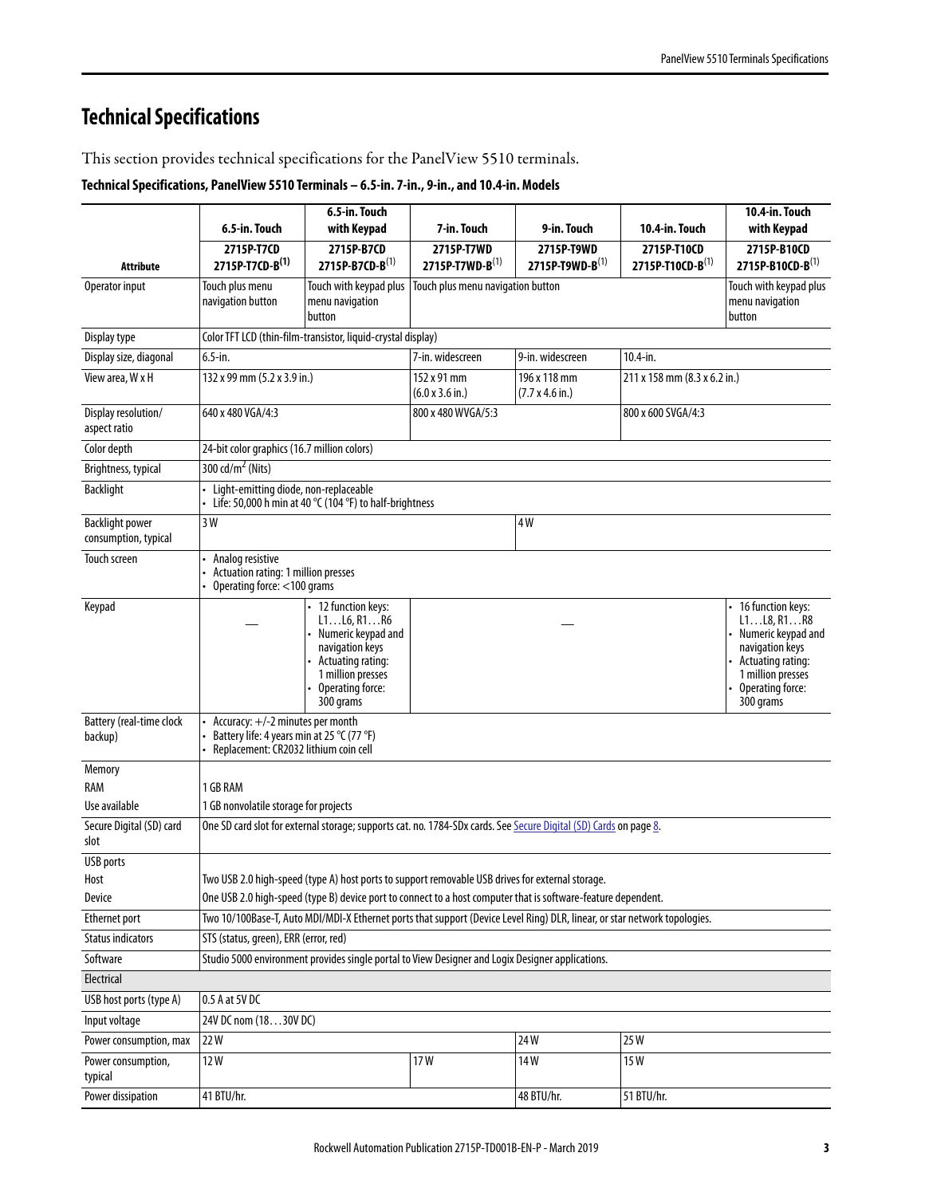## Technical Specifications

This section provides technical specifications for the PanelView 5510 terminals.

**Technical Specifications, PanelView 5510 Terminals – 6.5-in. 7-in., 9-in., and 10.4-in. Models**

| Attribute | 6.5-in. Touch<br>2715P-T7CD<br>2715P-T7CD-B(1) | 6.5-in. Touch with Keypad<br>2715P-B7CD<br>2715P-B7CD-B(1) | 7-in. Touch<br>2715P-T7WD<br>2715P-T7WD-B(1) | 9-in. Touch<br>2715P-T9WD<br>2715P-T9WD-B(1) | 10.4-in. Touch<br>2715P-T10CD<br>2715P-T10CD-B(1) | 10.4-in. Touch with Keypad<br>2715P-B10CD<br>2715P-B10CD-B(1) |
|---|---|---|---|---|---|---|
| Operator input | Touch plus menu navigation button | Touch with keypad plus menu navigation button | Touch plus menu navigation button | | | Touch with keypad plus menu navigation button |
| Display type | Color TFT LCD (thin-film-transistor, liquid-crystal display) | | | | | |
| Display size, diagonal | 6.5-in. | | 7-in. widescreen | 9-in. widescreen | 10.4-in. | |
| View area, W x H | 132 x 99 mm (5.2 x 3.9 in.) | | 152 x 91 mm (6.0 x 3.6 in.) | 196 x 118 mm (7.7 x 4.6 in.) | 211 x 158 mm (8.3 x 6.2 in.) | |
| Display resolution/ aspect ratio | 640 x 480 VGA/4:3 | | 800 x 480 WVGA/5:3 | | 800 x 600 SVGA/4:3 | |
| Color depth | 24-bit color graphics (16.7 million colors) | | | | | |
| Brightness, typical | 300 cd/m$^2$ (Nits) | | | | | |
| Backlight | • Light-emitting diode, non-replaceable<br>• Life: 50,000 h min at 40 °C (104 °F) to half-brightness | | | | | |
| Backlight power consumption, typical | 3 W | | | 4 W | | |
| Touch screen | • Analog resistive<br>• Actuation rating: 1 million presses<br>• Operating force: <100 grams | | | | | |
| Keypad | — | • 12 function keys: L1…L6, R1…R6<br>• Numeric keypad and navigation keys<br>• Actuating rating: 1 million presses<br>• Operating force: 300 grams | — | | | • 16 function keys: L1…L8, R1…R8<br>• Numeric keypad and navigation keys<br>• Actuating rating: 1 million presses<br>• Operating force: 300 grams |
| Battery (real-time clock backup) | • Accuracy: +/-2 minutes per month<br>• Battery life: 4 years min at 25 °C (77 °F)<br>• Replacement: CR2032 lithium coin cell | | | | | |
| Memory | | | | | | |
| RAM | 1 GB RAM | | | | | |
| Use available | 1 GB nonvolatile storage for projects | | | | | |
| Secure Digital (SD) card slot | One SD card slot for external storage; supports cat. no. 1784-SDx cards. See Secure Digital (SD) Cards on page 8. | | | | | |
| USB ports | | | | | | |
| Host | Two USB 2.0 high-speed (type A) host ports to support removable USB drives for external storage. | | | | | |
| Device | One USB 2.0 high-speed (type B) device port to connect to a host computer that is software-feature dependent. | | | | | |
| Ethernet port | Two 10/100Base-T, Auto MDI/MDI-X Ethernet ports that support (Device Level Ring) DLR, linear, or star network topologies. | | | | | |
| Status indicators | STS (status, green), ERR (error, red) | | | | | |
| Software | Studio 5000 environment provides single portal to View Designer and Logix Designer applications. | | | | | |
| Electrical | | | | | | |
| USB host ports (type A) | 0.5 A at 5V DC | | | | | |
| Input voltage | 24V DC nom (18…30V DC) | | | | | |
| Power consumption, max | 22 W | | | 24 W | 25 W | |
| Power consumption, typical | 12 W | | 17 W | 14 W | 15 W | |
| Power dissipation | 41 BTU/hr. | | | 48 BTU/hr. | 51 BTU/hr. | |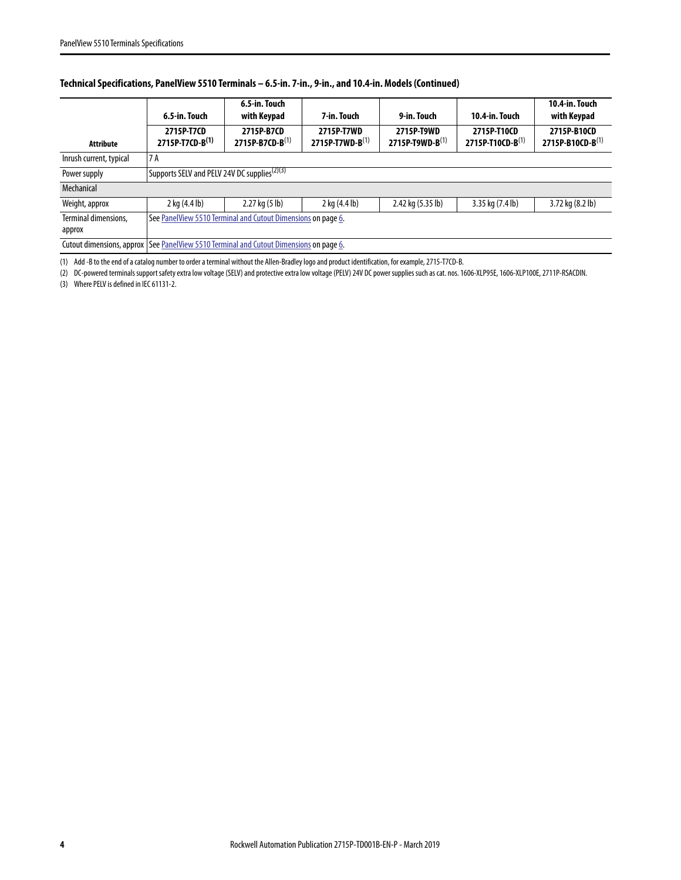### Technical Specifications, PanelView 5510 Terminals – 6.5-in. 7-in., 9-in., and 10.4-in. Models (Continued)

| Attribute | 6.5-in. Touch<br>2715P-T7CD<br>2715P-T7CD-B[1] | 6.5-in. Touch with Keypad<br>2715P-B7CD<br>2715P-B7CD-B[1] | 7-in. Touch<br>2715P-T7WD<br>2715P-T7WD-B[1] | 9-in. Touch<br>2715P-T9WD<br>2715P-T9WD-B[1] | 10.4-in. Touch<br>2715P-T10CD<br>2715P-T10CD-B[1] | 10.4-in. Touch with Keypad<br>2715P-B10CD<br>2715P-B10CD-B[1] |
|---|---|---|---|---|---|---|
| Inrush current, typical | 7 A | | | | | |
| Power supply | Supports SELV and PELV 24V DC supplies[2][3] | | | | | |
| **Mechanical** | | | | | | |
| Weight, approx | 2 kg (4.4 lb) | 2.27 kg (5 lb) | 2 kg (4.4 lb) | 2.42 kg (5.35 lb) | 3.35 kg (7.4 lb) | 3.72 kg (8.2 lb) |
| Terminal dimensions, approx | See PanelView 5510 Terminal and Cutout Dimensions on page 6. | | | | | |
| Cutout dimensions, approx | See PanelView 5510 Terminal and Cutout Dimensions on page 6. | | | | | |

(1) Add -B to the end of a catalog number to order a terminal without the Allen-Bradley logo and product identification, for example, 2715-T7CD-B.

(2) DC-powered terminals support safety extra low voltage (SELV) and protective extra low voltage (PELV) 24V DC power supplies such as cat. nos. 1606-XLP95E, 1606-XLP100E, 2711P-RSACDIN.

(3) Where PELV is defined in IEC 61131-2.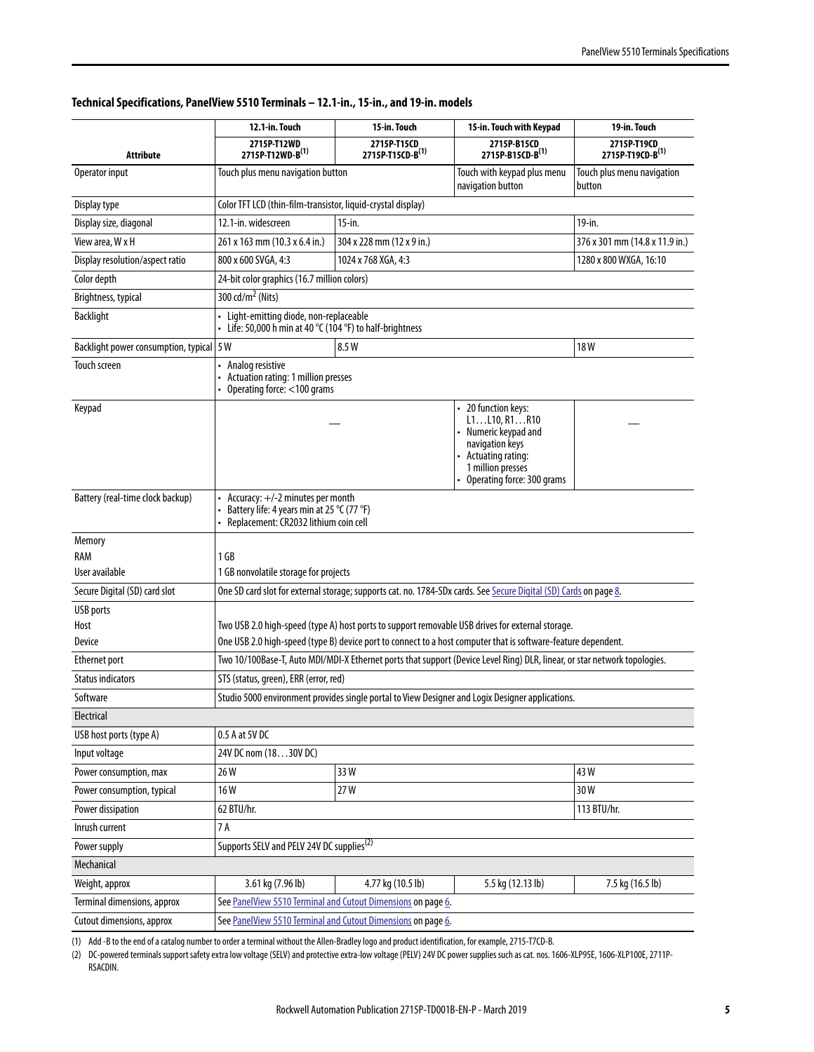### Technical Specifications, PanelView 5510 Terminals – 12.1-in., 15-in., and 19-in. models

| Attribute | 12.1-in. Touch<br>2715P-T12WD<br>2715P-T12WD-B[1] | 15-in. Touch<br>2715P-T15CD<br>2715P-T15CD-B[1] | 15-in. Touch with Keypad<br>2715P-B15CD<br>2715P-B15CD-B[1] | 19-in. Touch<br>2715P-T19CD<br>2715P-T19CD-B[1] |
|---|---|---|---|---|
| Operator input | Touch plus menu navigation button | | Touch with keypad plus menu navigation button | Touch plus menu navigation button |
| Display type | Color TFT LCD (thin-film-transistor, liquid-crystal display) | | | |
| Display size, diagonal | 12.1-in. widescreen | 15-in. | | 19-in. |
| View area, W x H | 261 x 163 mm (10.3 x 6.4 in.) | 304 x 228 mm (12 x 9 in.) | | 376 x 301 mm (14.8 x 11.9 in.) |
| Display resolution/aspect ratio | 800 x 600 SVGA, 4:3 | 1024 x 768 XGA, 4:3 | | 1280 x 800 WXGA, 16:10 |
| Color depth | 24-bit color graphics (16.7 million colors) | | | |
| Brightness, typical | 300 cd/m$^2$ (Nits) | | | |
| Backlight | • Light-emitting diode, non-replaceable<br>• Life: 50,000 h min at 40 °C (104 °F) to half-brightness | | | |
| Backlight power consumption, typical | 5 W | 8.5 W | | 18 W |
| Touch screen | • Analog resistive<br>• Actuation rating: 1 million presses<br>• Operating force: <100 grams | | | |
| Keypad | — | | • 20 function keys: L1…L10, R1…R10<br>• Numeric keypad and navigation keys<br>• Actuating rating: 1 million presses<br>• Operating force: 300 grams | — |
| Battery (real-time clock backup) | • Accuracy: +/-2 minutes per month<br>• Battery life: 4 years min at 25 °C (77 °F)<br>• Replacement: CR2032 lithium coin cell | | | |
| Memory | | | | |
| RAM | 1 GB | | | |
| User available | 1 GB nonvolatile storage for projects | | | |
| Secure Digital (SD) card slot | One SD card slot for external storage; supports cat. no. 1784-SDx cards. See Secure Digital (SD) Cards on page 8. | | | |
| USB ports | | | | |
| Host | Two USB 2.0 high-speed (type A) host ports to support removable USB drives for external storage. | | | |
| Device | One USB 2.0 high-speed (type B) device port to connect to a host computer that is software-feature dependent. | | | |
| Ethernet port | Two 10/100Base-T, Auto MDI/MDI-X Ethernet ports that support (Device Level Ring) DLR, linear, or star network topologies. | | | |
| Status indicators | STS (status, green), ERR (error, red) | | | |
| Software | Studio 5000 environment provides single portal to View Designer and Logix Designer applications. | | | |
| **Electrical** | | | | |
| USB host ports (type A) | 0.5 A at 5V DC | | | |
| Input voltage | 24V DC nom (18…30V DC) | | | |
| Power consumption, max | 26 W | 33 W | | 43 W |
| Power consumption, typical | 16 W | 27 W | | 30 W |
| Power dissipation | 62 BTU/hr. | | | 113 BTU/hr. |
| Inrush current | 7 A | | | |
| Power supply | Supports SELV and PELV 24V DC supplies[2] | | | |
| **Mechanical** | | | | |
| Weight, approx | 3.61 kg (7.96 lb) | 4.77 kg (10.5 lb) | 5.5 kg (12.13 lb) | 7.5 kg (16.5 lb) |
| Terminal dimensions, approx | See PanelView 5510 Terminal and Cutout Dimensions on page 6. | | | |
| Cutout dimensions, approx | See PanelView 5510 Terminal and Cutout Dimensions on page 6. | | | |

(1) Add -B to the end of a catalog number to order a terminal without the Allen-Bradley logo and product identification, for example, 2715-T7CD-B.

(2) DC-powered terminals support safety extra low voltage (SELV) and protective extra-low voltage (PELV) 24V DC power supplies such as cat. nos. 1606-XLP95E, 1606-XLP100E, 2711P-RSACDIN.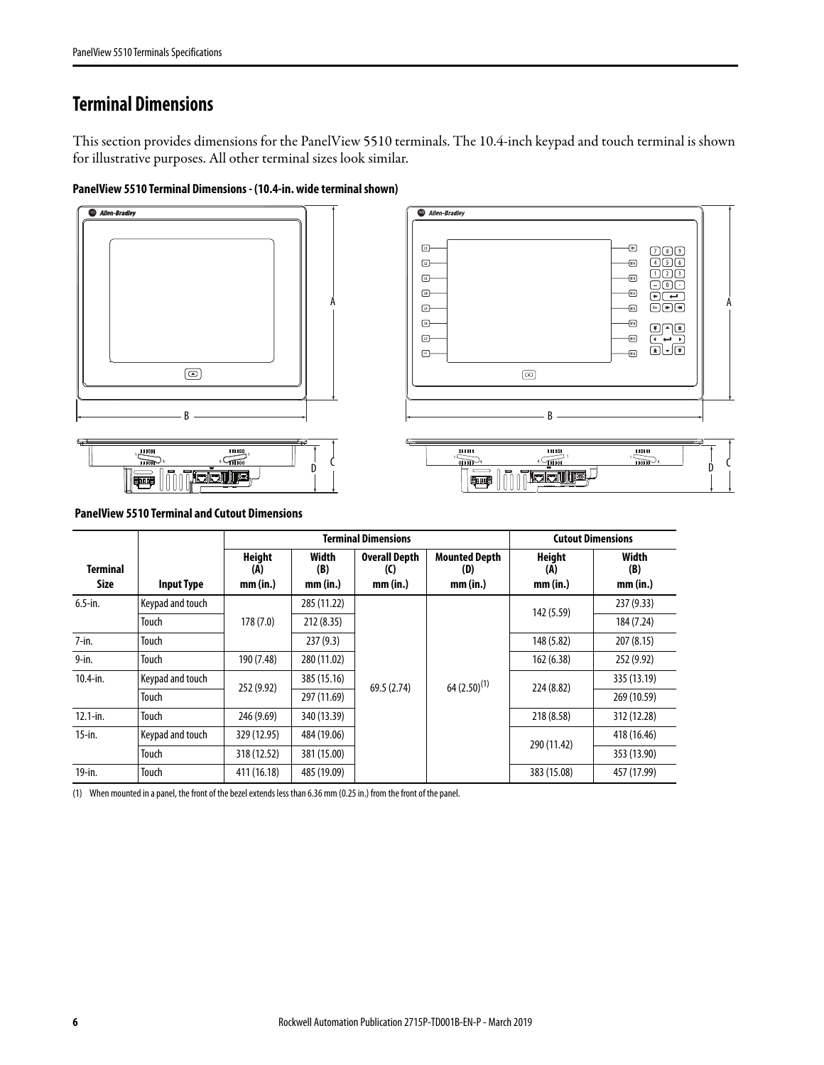## Terminal Dimensions

This section provides dimensions for the PanelView 5510 terminals. The 10.4-inch keypad and touch terminal is shown for illustrative purposes. All other terminal sizes look similar.

**PanelView 5510 Terminal Dimensions - (10.4-in. wide terminal shown)**

A

B

C

D

**PanelView 5510 Terminal and Cutout Dimensions**

| Terminal Size | Input Type | Terminal Dimensions | | | | Cutout Dimensions | |
|---|---|---|---|---|---|---|---|
| | | Height (A) mm (in.) | Width (B) mm (in.) | Overall Depth (C) mm (in.) | Mounted Depth (D) mm (in.) | Height (A) mm (in.) | Width (B) mm (in.) |
| 6.5-in. | Keypad and touch | 178 (7.0) | 285 (11.22) | 69.5 (2.74) | 64 (2.50)(1) | 142 (5.59) | 237 (9.33) |
| | Touch | | 212 (8.35) | | | | 184 (7.24) |
| 7-in. | Touch | | 237 (9.3) | | | 148 (5.82) | 207 (8.15) |
| 9-in. | Touch | 190 (7.48) | 280 (11.02) | | | 162 (6.38) | 252 (9.92) |
| 10.4-in. | Keypad and touch | 252 (9.92) | 385 (15.16) | | | 224 (8.82) | 335 (13.19) |
| | Touch | | 297 (11.69) | | | | 269 (10.59) |
| 12.1-in. | Touch | 246 (9.69) | 340 (13.39) | | | 218 (8.58) | 312 (12.28) |
| 15-in. | Keypad and touch | 329 (12.95) | 484 (19.06) | | | 290 (11.42) | 418 (16.46) |
| | Touch | 318 (12.52) | 381 (15.00) | | | | 353 (13.90) |
| 19-in. | Touch | 411 (16.18) | 485 (19.09) | | | 383 (15.08) | 457 (17.99) |

(1) When mounted in a panel, the front of the bezel extends less than 6.36 mm (0.25 in.) from the front of the panel.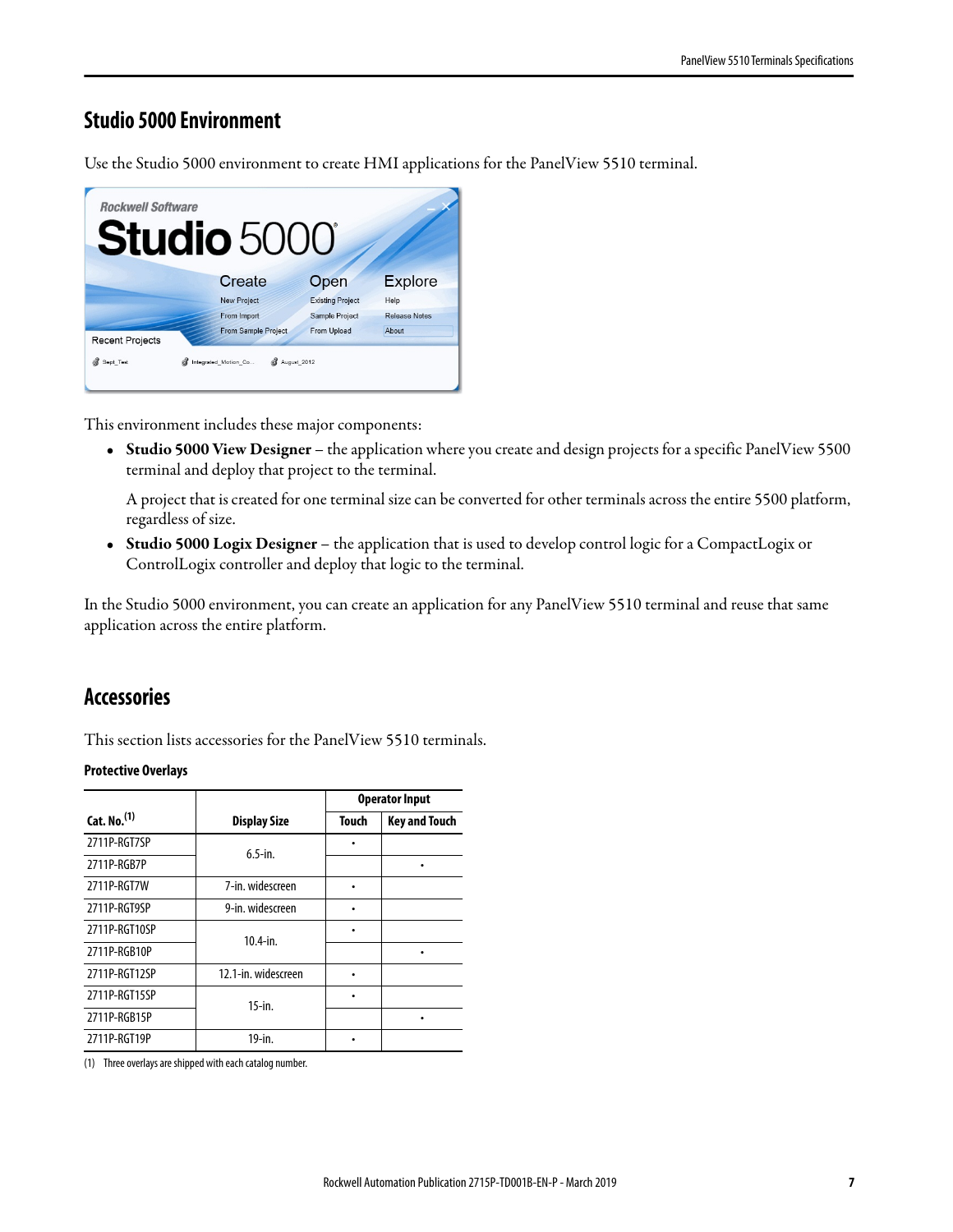## Studio 5000 Environment

Use the Studio 5000 environment to create HMI applications for the PanelView 5510 terminal.

This environment includes these major components:

- **Studio 5000 View Designer** – the application where you create and design projects for a specific PanelView 5500 terminal and deploy that project to the terminal.

  A project that is created for one terminal size can be converted for other terminals across the entire 5500 platform, regardless of size.

- **Studio 5000 Logix Designer** – the application that is used to develop control logic for a CompactLogix or ControlLogix controller and deploy that logic to the terminal.

In the Studio 5000 environment, you can create an application for any PanelView 5510 terminal and reuse that same application across the entire platform.

## Accessories

This section lists accessories for the PanelView 5510 terminals.

**Protective Overlays**

| Cat. No.(1) | Display Size | Operator Input | |
|---|---|---|---|
| | | Touch | Key and Touch |
| 2711P-RGT7SP | 6.5-in. | • | |
| 2711P-RGB7P | 6.5-in. | | • |
| 2711P-RGT7W | 7-in. widescreen | • | |
| 2711P-RGT9SP | 9-in. widescreen | • | |
| 2711P-RGT10SP | 10.4-in. | • | |
| 2711P-RGB10P | 10.4-in. | | • |
| 2711P-RGT12SP | 12.1-in. widescreen | • | |
| 2711P-RGT15SP | 15-in. | • | |
| 2711P-RGB15P | 15-in. | | • |
| 2711P-RGT19P | 19-in. | • | |

(1) Three overlays are shipped with each catalog number.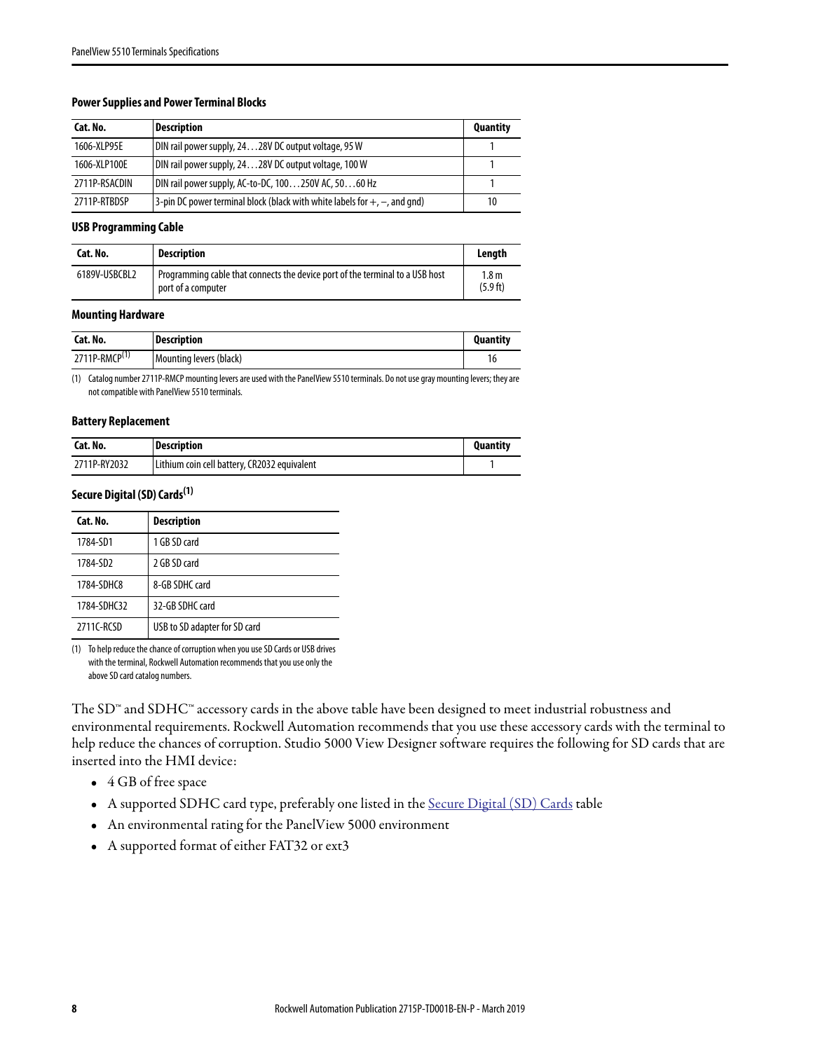#### Power Supplies and Power Terminal Blocks

| Cat. No. | Description | Quantity |
| --- | --- | --- |
| 1606-XLP95E | DIN rail power supply, 24…28V DC output voltage, 95 W | 1 |
| 1606-XLP100E | DIN rail power supply, 24…28V DC output voltage, 100 W | 1 |
| 2711P-RSACDIN | DIN rail power supply, AC-to-DC, 100…250V AC, 50…60 Hz | 1 |
| 2711P-RTBDSP | 3-pin DC power terminal block (black with white labels for +, –, and gnd) | 10 |

#### USB Programming Cable

| Cat. No. | Description | Length |
| --- | --- | --- |
| 6189V-USBCBL2 | Programming cable that connects the device port of the terminal to a USB host port of a computer | 1.8 m (5.9 ft) |

#### Mounting Hardware

| Cat. No. | Description | Quantity |
| --- | --- | --- |
| 2711P-RMCP(1) | Mounting levers (black) | 16 |

(1) Catalog number 2711P-RMCP mounting levers are used with the PanelView 5510 terminals. Do not use gray mounting levers; they are not compatible with PanelView 5510 terminals.

#### Battery Replacement

| Cat. No. | Description | Quantity |
| --- | --- | --- |
| 2711P-RY2032 | Lithium coin cell battery, CR2032 equivalent | 1 |

#### Secure Digital (SD) Cards(1)

| Cat. No. | Description |
| --- | --- |
| 1784-SD1 | 1 GB SD card |
| 1784-SD2 | 2 GB SD card |
| 1784-SDHC8 | 8-GB SDHC card |
| 1784-SDHC32 | 32-GB SDHC card |
| 2711C-RCSD | USB to SD adapter for SD card |

(1) To help reduce the chance of corruption when you use SD Cards or USB drives with the terminal, Rockwell Automation recommends that you use only the above SD card catalog numbers.

The SD™ and SDHC™ accessory cards in the above table have been designed to meet industrial robustness and environmental requirements. Rockwell Automation recommends that you use these accessory cards with the terminal to help reduce the chances of corruption. Studio 5000 View Designer software requires the following for SD cards that are inserted into the HMI device:

- 4 GB of free space
- A supported SDHC card type, preferably one listed in the Secure Digital (SD) Cards table
- An environmental rating for the PanelView 5000 environment
- A supported format of either FAT32 or ext3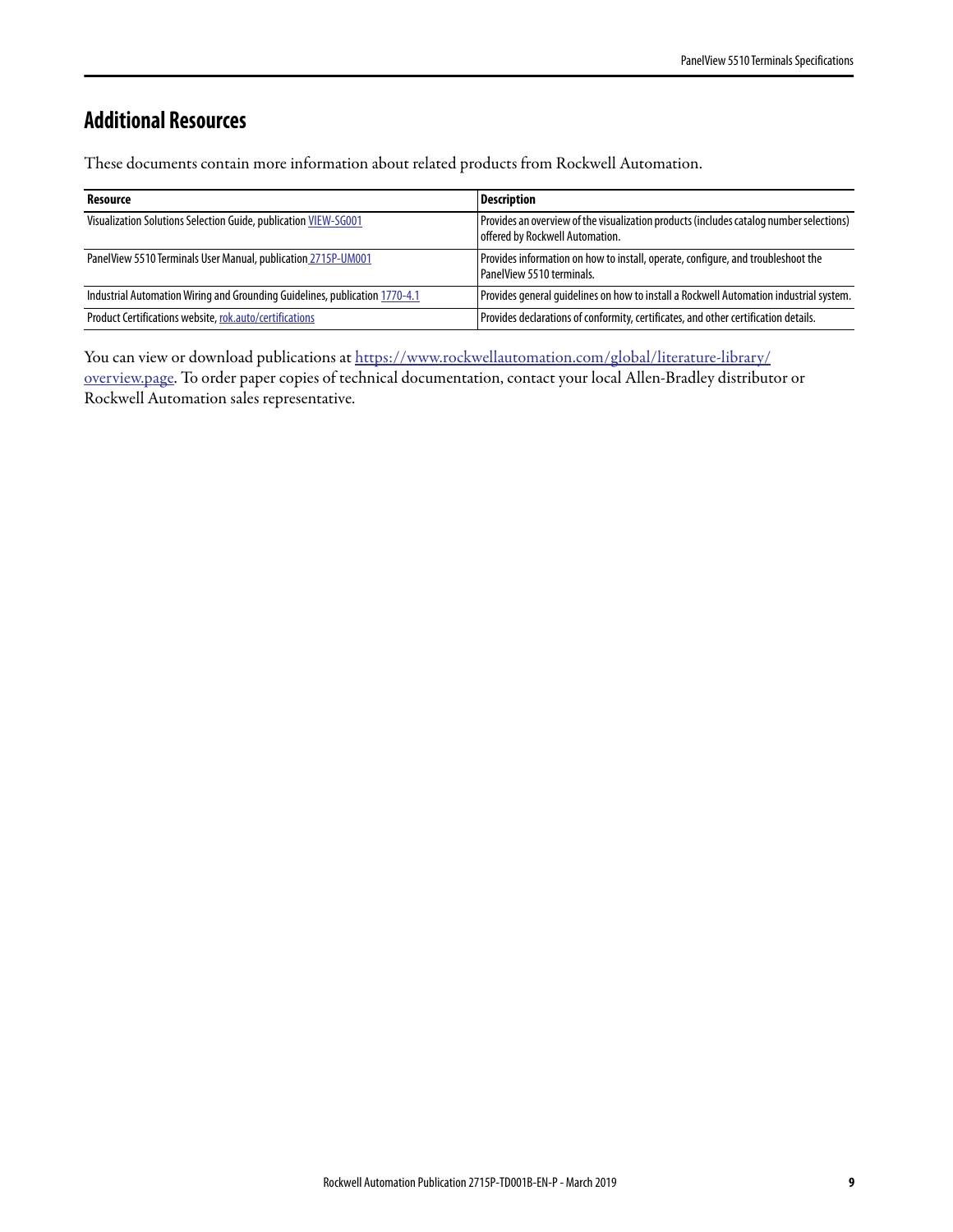## Additional Resources

These documents contain more information about related products from Rockwell Automation.

| Resource | Description |
| --- | --- |
| Visualization Solutions Selection Guide, publication VIEW-SG001 | Provides an overview of the visualization products (includes catalog number selections) offered by Rockwell Automation. |
| PanelView 5510 Terminals User Manual, publication 2715P-UM001 | Provides information on how to install, operate, configure, and troubleshoot the PanelView 5510 terminals. |
| Industrial Automation Wiring and Grounding Guidelines, publication 1770-4.1 | Provides general guidelines on how to install a Rockwell Automation industrial system. |
| Product Certifications website, rok.auto/certifications | Provides declarations of conformity, certificates, and other certification details. |

You can view or download publications at https://www.rockwellautomation.com/global/literature-library/overview.page. To order paper copies of technical documentation, contact your local Allen-Bradley distributor or Rockwell Automation sales representative.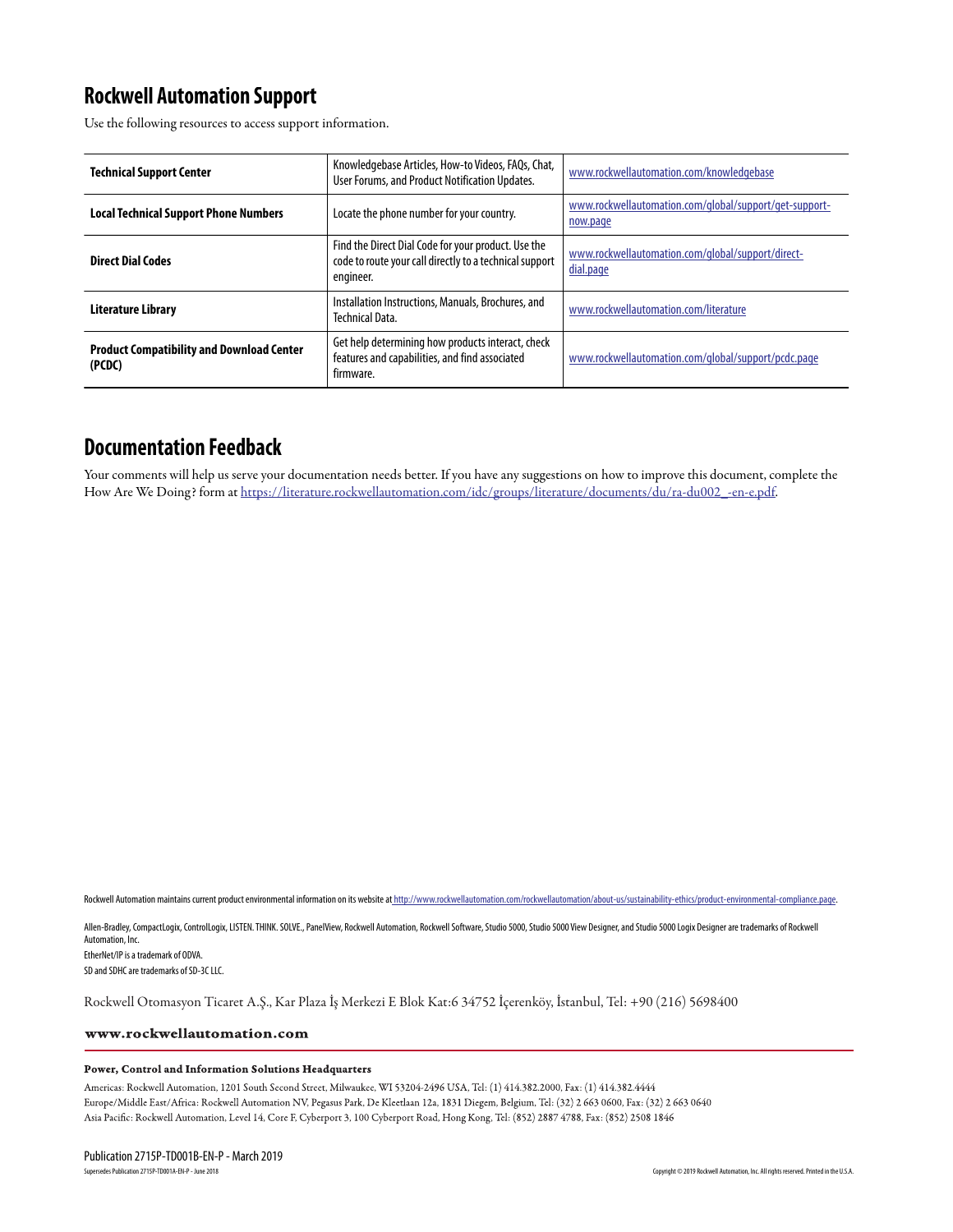## Rockwell Automation Support

Use the following resources to access support information.

| | | |
|---|---|---|
| **Technical Support Center** | Knowledgebase Articles, How-to Videos, FAQs, Chat, User Forums, and Product Notification Updates. | www.rockwellautomation.com/knowledgebase |
| **Local Technical Support Phone Numbers** | Locate the phone number for your country. | www.rockwellautomation.com/global/support/get-support-now.page |
| **Direct Dial Codes** | Find the Direct Dial Code for your product. Use the code to route your call directly to a technical support engineer. | www.rockwellautomation.com/global/support/direct-dial.page |
| **Literature Library** | Installation Instructions, Manuals, Brochures, and Technical Data. | www.rockwellautomation.com/literature |
| **Product Compatibility and Download Center (PCDC)** | Get help determining how products interact, check features and capabilities, and find associated firmware. | www.rockwellautomation.com/global/support/pcdc.page |

## Documentation Feedback

Your comments will help us serve your documentation needs better. If you have any suggestions on how to improve this document, complete the How Are We Doing? form at https://literature.rockwellautomation.com/idc/groups/literature/documents/du/ra-du002_-en-e.pdf.

Rockwell Automation maintains current product environmental information on its website at http://www.rockwellautomation.com/rockwellautomation/about-us/sustainability-ethics/product-environmental-compliance.page.

Allen-Bradley, CompactLogix, ControlLogix, LISTEN. THINK. SOLVE., PanelView, Rockwell Automation, Rockwell Software, Studio 5000, Studio 5000 View Designer, and Studio 5000 Logix Designer are trademarks of Rockwell Automation, Inc.

EtherNet/IP is a trademark of ODVA.

SD and SDHC are trademarks of SD-3C LLC.

Rockwell Otomasyon Ticaret A.Ş., Kar Plaza İş Merkezi E Blok Kat:6 34752 İçerenköy, İstanbul, Tel: +90 (216) 5698400

**www.rockwellautomation.com**

**Power, Control and Information Solutions Headquarters**

Americas: Rockwell Automation, 1201 South Second Street, Milwaukee, WI 53204-2496 USA, Tel: (1) 414.382.2000, Fax: (1) 414.382.4444
Europe/Middle East/Africa: Rockwell Automation NV, Pegasus Park, De Kleetlaan 12a, 1831 Diegem, Belgium, Tel: (32) 2 663 0600, Fax: (32) 2 663 0640
Asia Pacific: Rockwell Automation, Level 14, Core F, Cyberport 3, 100 Cyberport Road, Hong Kong, Tel: (852) 2887 4788, Fax: (852) 2508 1846

Publication 2715P-TD001B-EN-P - March 2019
Supersedes Publication 2715P-TD001A-EN-P - June 2018

Copyright © 2019 Rockwell Automation, Inc. All rights reserved. Printed in the U.S.A.